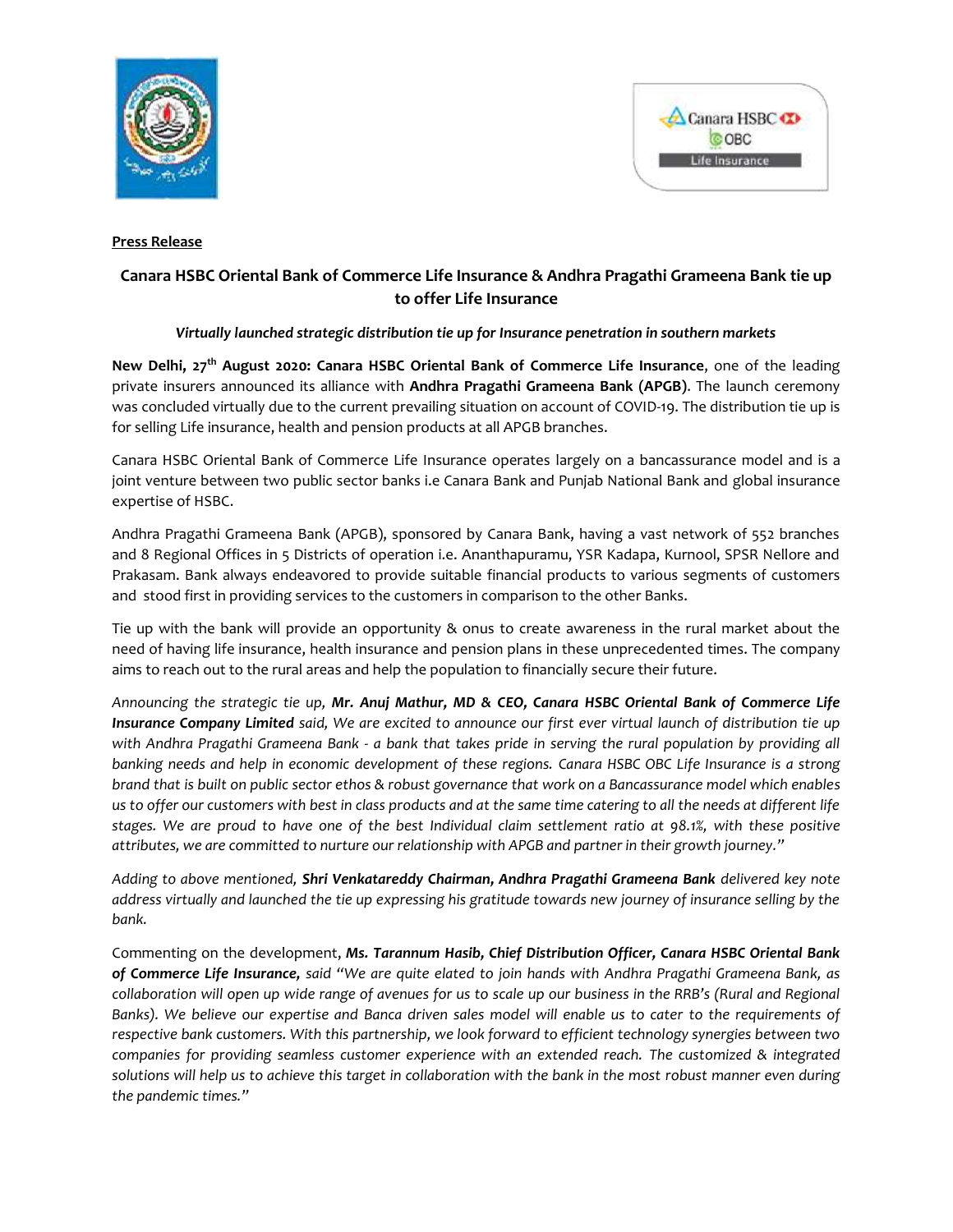**Press Release**

## Canara HSBC Oriental Bank of Commerce Life Insurance & Andhra Pragathi Grameena Bank tie up to offer Life Insurance

***Virtually launched strategic distribution tie up for Insurance penetration in southern markets***

**New Delhi, 27th August 2020: Canara HSBC Oriental Bank of Commerce Life Insurance**, one of the leading private insurers announced its alliance with **Andhra Pragathi Grameena Bank (APGB)**. The launch ceremony was concluded virtually due to the current prevailing situation on account of COVID-19. The distribution tie up is for selling Life insurance, health and pension products at all APGB branches.

Canara HSBC Oriental Bank of Commerce Life Insurance operates largely on a bancassurance model and is a joint venture between two public sector banks i.e Canara Bank and Punjab National Bank and global insurance expertise of HSBC.

Andhra Pragathi Grameena Bank (APGB), sponsored by Canara Bank, having a vast network of 552 branches and 8 Regional Offices in 5 Districts of operation i.e. Ananthapuramu, YSR Kadapa, Kurnool, SPSR Nellore and Prakasam. Bank always endeavored to provide suitable financial products to various segments of customers and stood first in providing services to the customers in comparison to the other Banks.

Tie up with the bank will provide an opportunity & onus to create awareness in the rural market about the need of having life insurance, health insurance and pension plans in these unprecedented times. The company aims to reach out to the rural areas and help the population to financially secure their future.

*Announcing the strategic tie up, **Mr. Anuj Mathur, MD & CEO, Canara HSBC Oriental Bank of Commerce Life Insurance Company Limited** said, We are excited to announce our first ever virtual launch of distribution tie up with Andhra Pragathi Grameena Bank - a bank that takes pride in serving the rural population by providing all banking needs and help in economic development of these regions. Canara HSBC OBC Life Insurance is a strong brand that is built on public sector ethos & robust governance that work on a Bancassurance model which enables us to offer our customers with best in class products and at the same time catering to all the needs at different life stages. We are proud to have one of the best Individual claim settlement ratio at 98.1%, with these positive attributes, we are committed to nurture our relationship with APGB and partner in their growth journey."*

*Adding to above mentioned, **Shri Venkatareddy Chairman, Andhra Pragathi Grameena Bank** delivered key note address virtually and launched the tie up expressing his gratitude towards new journey of insurance selling by the bank.*

Commenting on the development, ***Ms. Tarannum Hasib, Chief Distribution Officer, Canara HSBC Oriental Bank of Commerce Life Insurance,*** *said "We are quite elated to join hands with Andhra Pragathi Grameena Bank, as collaboration will open up wide range of avenues for us to scale up our business in the RRB's (Rural and Regional Banks). We believe our expertise and Banca driven sales model will enable us to cater to the requirements of respective bank customers. With this partnership, we look forward to efficient technology synergies between two companies for providing seamless customer experience with an extended reach. The customized & integrated solutions will help us to achieve this target in collaboration with the bank in the most robust manner even during the pandemic times."*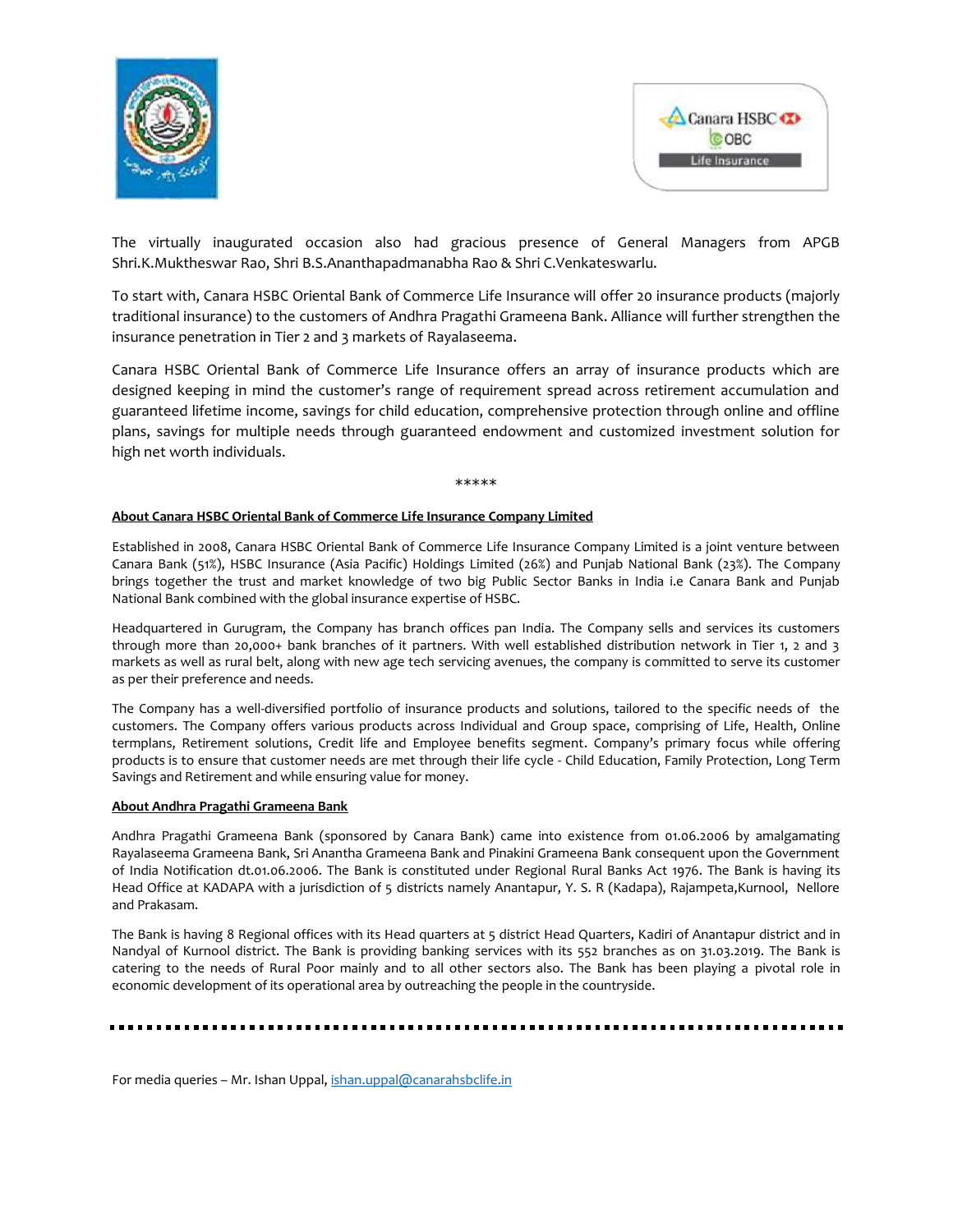The virtually inaugurated occasion also had gracious presence of General Managers from APGB Shri.K.Muktheswar Rao, Shri B.S.Ananthapadmanabha Rao & Shri C.Venkateswarlu.

To start with, Canara HSBC Oriental Bank of Commerce Life Insurance will offer 20 insurance products (majorly traditional insurance) to the customers of Andhra Pragathi Grameena Bank. Alliance will further strengthen the insurance penetration in Tier 2 and 3 markets of Rayalaseema.

Canara HSBC Oriental Bank of Commerce Life Insurance offers an array of insurance products which are designed keeping in mind the customer's range of requirement spread across retirement accumulation and guaranteed lifetime income, savings for child education, comprehensive protection through online and offline plans, savings for multiple needs through guaranteed endowment and customized investment solution for high net worth individuals.

*****

**About Canara HSBC Oriental Bank of Commerce Life Insurance Company Limited**

Established in 2008, Canara HSBC Oriental Bank of Commerce Life Insurance Company Limited is a joint venture between Canara Bank (51%), HSBC Insurance (Asia Pacific) Holdings Limited (26%) and Punjab National Bank (23%). The Company brings together the trust and market knowledge of two big Public Sector Banks in India i.e Canara Bank and Punjab National Bank combined with the global insurance expertise of HSBC.

Headquartered in Gurugram, the Company has branch offices pan India. The Company sells and services its customers through more than 20,000+ bank branches of it partners. With well established distribution network in Tier 1, 2 and 3 markets as well as rural belt, along with new age tech servicing avenues, the company is committed to serve its customer as per their preference and needs.

The Company has a well-diversified portfolio of insurance products and solutions, tailored to the specific needs of the customers. The Company offers various products across Individual and Group space, comprising of Life, Health, Online termplans, Retirement solutions, Credit life and Employee benefits segment. Company's primary focus while offering products is to ensure that customer needs are met through their life cycle - Child Education, Family Protection, Long Term Savings and Retirement and while ensuring value for money.

**About Andhra Pragathi Grameena Bank**

Andhra Pragathi Grameena Bank (sponsored by Canara Bank) came into existence from 01.06.2006 by amalgamating Rayalaseema Grameena Bank, Sri Anantha Grameena Bank and Pinakini Grameena Bank consequent upon the Government of India Notification dt.01.06.2006. The Bank is constituted under Regional Rural Banks Act 1976. The Bank is having its Head Office at KADAPA with a jurisdiction of 5 districts namely Anantapur, Y. S. R (Kadapa), Rajampeta,Kurnool, Nellore and Prakasam.

The Bank is having 8 Regional offices with its Head quarters at 5 district Head Quarters, Kadiri of Anantapur district and in Nandyal of Kurnool district. The Bank is providing banking services with its 552 branches as on 31.03.2019. The Bank is catering to the needs of Rural Poor mainly and to all other sectors also. The Bank has been playing a pivotal role in economic development of its operational area by outreaching the people in the countryside.

---

For media queries – Mr. Ishan Uppal, ishan.uppal@canarahsbclife.in